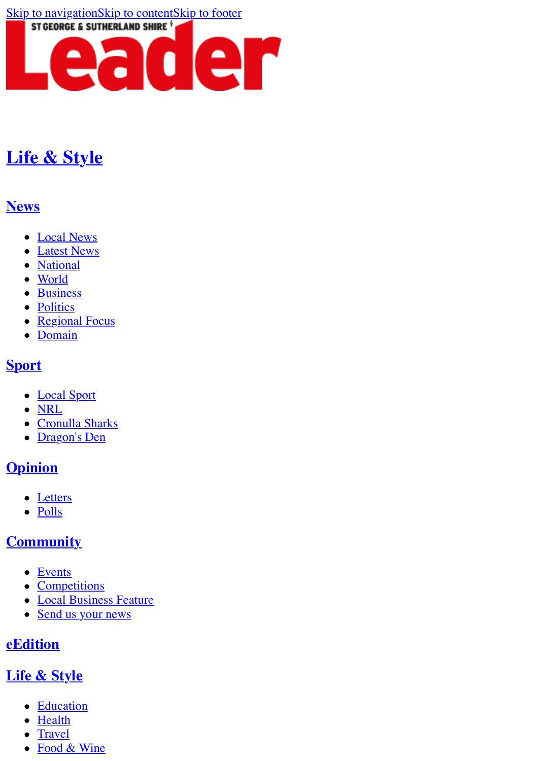Skip to navigationSkip to contentSkip to footer

ST GEORGE & SUTHERLAND SHIRE Leader

## Life & Style

### News

- Local News
- Latest News
- National
- World
- Business
- Politics
- Regional Focus
- Domain

### Sport

- Local Sport
- NRL
- Cronulla Sharks
- Dragon's Den

### Opinion

- Letters
- Polls

### Community

- Events
- Competitions
- Local Business Feature
- Send us your news

### eEdition

### Life & Style

- Education
- Health
- Travel
- Food & Wine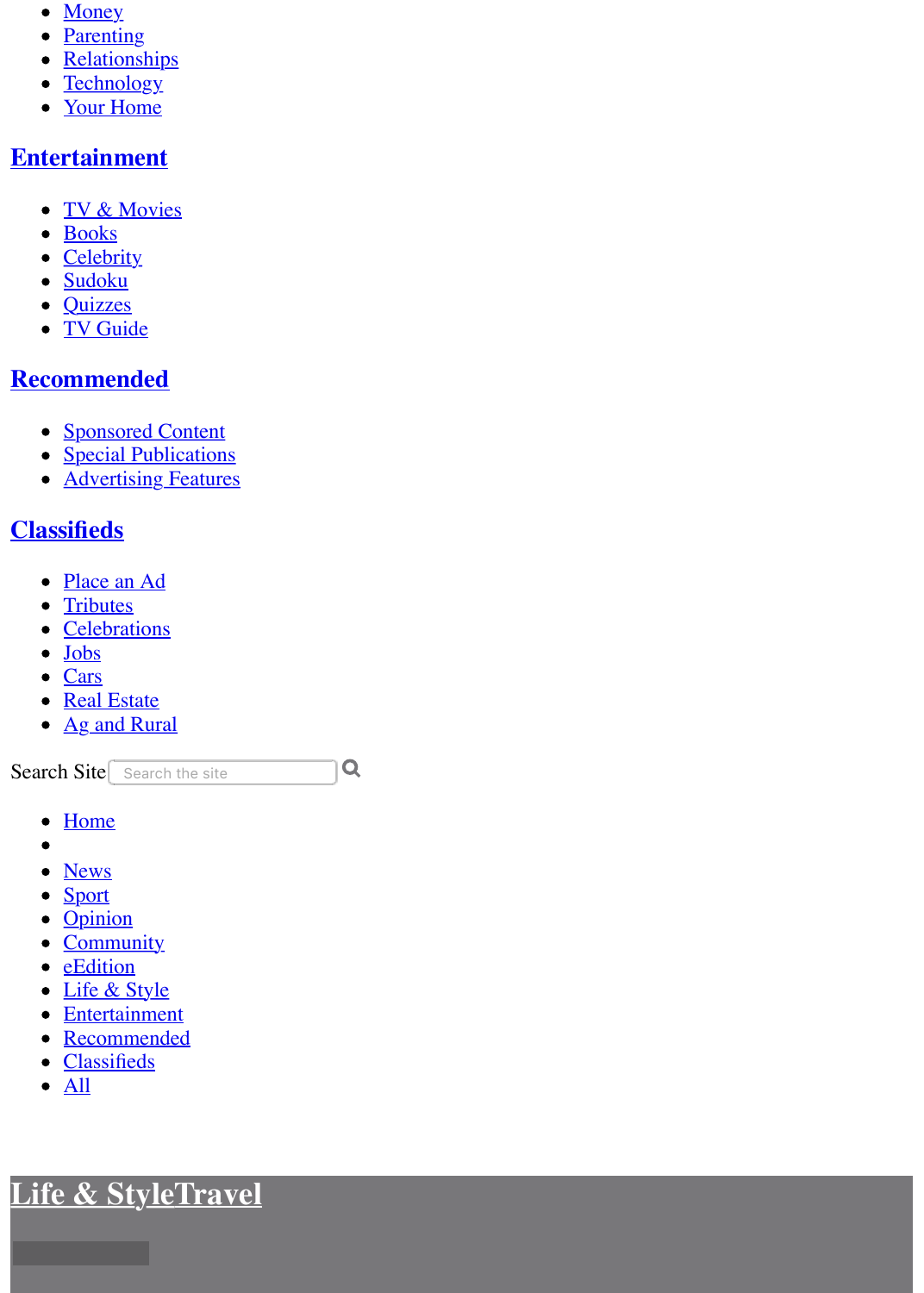- Money
- Parenting
- Relationships
- Technology
- Your Home

## Entertainment

- TV & Movies
- Books
- Celebrity
- Sudoku
- Quizzes
- TV Guide

## Recommended

- Sponsored Content
- Special Publications
- Advertising Features

## Classifieds

- Place an Ad
- Tributes
- Celebrations
- Jobs
- Cars
- Real Estate
- Ag and Rural

Search Site

- Home
- 
- News
- Sport
- Opinion
- Community
- eEdition
- Life & Style
- Entertainment
- Recommended
- Classifieds
- All

# Life & StyleTravel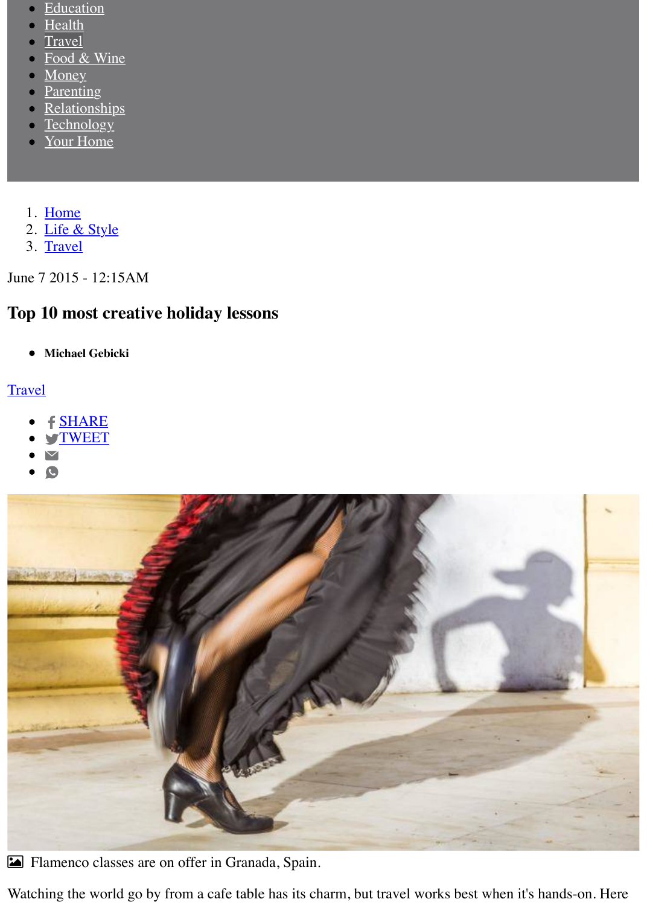- Education
- Health
- Travel
- Food & Wine
- Money
- Parenting
- Relationships
- Technology
- Your Home

1. Home
2. Life & Style
3. Travel

June 7 2015 - 12:15AM

## Top 10 most creative holiday lessons

- **Michael Gebicki**

Travel

- SHARE
- TWEET

Flamenco classes are on offer in Granada, Spain.

Watching the world go by from a cafe table has its charm, but travel works best when it's hands-on. Here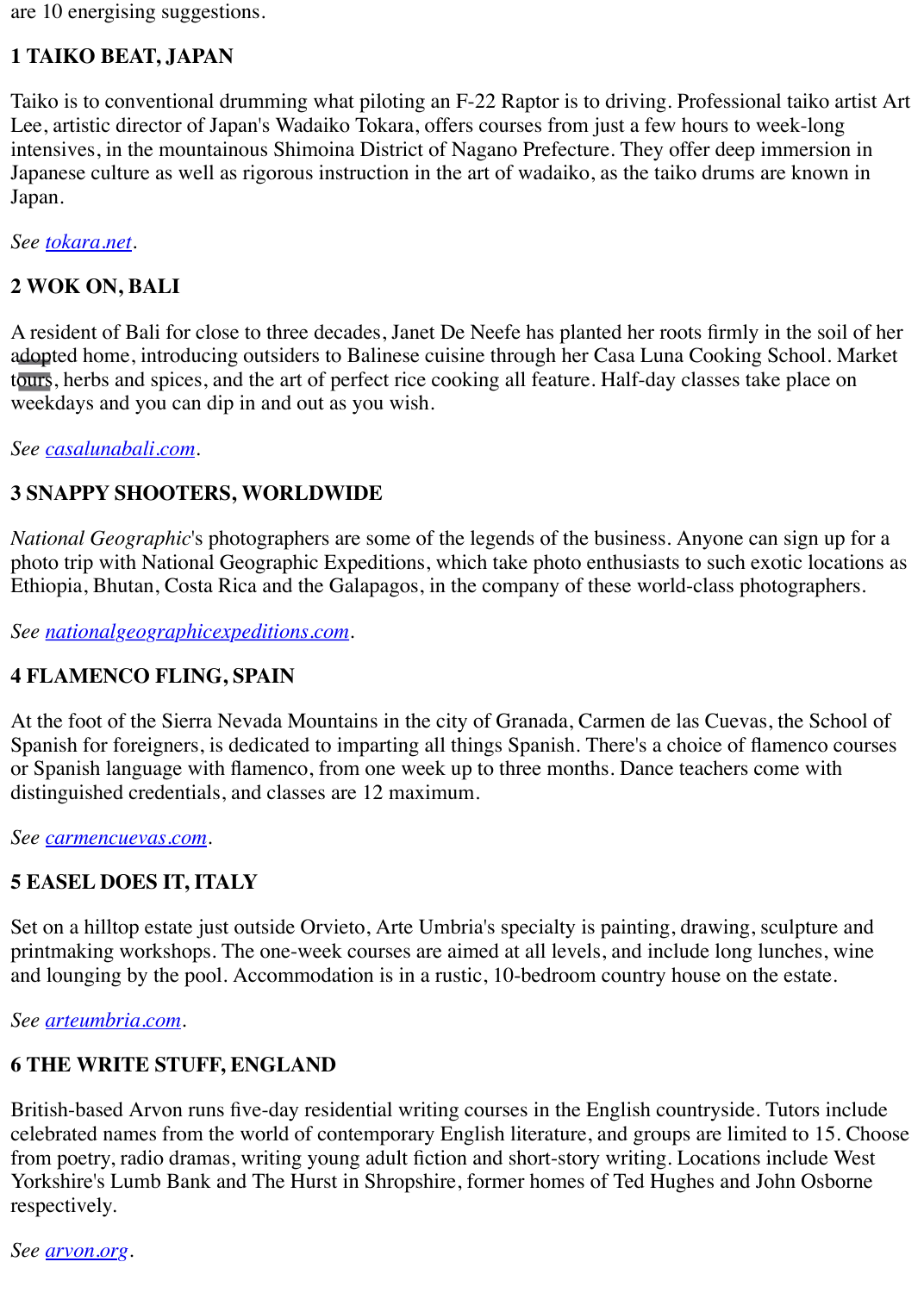are 10 energising suggestions.

**1 TAIKO BEAT, JAPAN**

Taiko is to conventional drumming what piloting an F-22 Raptor is to driving. Professional taiko artist Art Lee, artistic director of Japan's Wadaiko Tokara, offers courses from just a few hours to week-long intensives, in the mountainous Shimoina District of Nagano Prefecture. They offer deep immersion in Japanese culture as well as rigorous instruction in the art of wadaiko, as the taiko drums are known in Japan.

*See* [tokara.net](tokara.net).

**2 WOK ON, BALI**

A resident of Bali for close to three decades, Janet De Neefe has planted her roots firmly in the soil of her adopted home, introducing outsiders to Balinese cuisine through her Casa Luna Cooking School. Market tours, herbs and spices, and the art of perfect rice cooking all feature. Half-day classes take place on weekdays and you can dip in and out as you wish.

*See* [casalunabali.com](casalunabali.com).

**3 SNAPPY SHOOTERS, WORLDWIDE**

*National Geographic*'s photographers are some of the legends of the business. Anyone can sign up for a photo trip with National Geographic Expeditions, which take photo enthusiasts to such exotic locations as Ethiopia, Bhutan, Costa Rica and the Galapagos, in the company of these world-class photographers.

*See* [nationalgeographicexpeditions.com](nationalgeographicexpeditions.com).

**4 FLAMENCO FLING, SPAIN**

At the foot of the Sierra Nevada Mountains in the city of Granada, Carmen de las Cuevas, the School of Spanish for foreigners, is dedicated to imparting all things Spanish. There's a choice of flamenco courses or Spanish language with flamenco, from one week up to three months. Dance teachers come with distinguished credentials, and classes are 12 maximum.

*See* [carmencuevas.com](carmencuevas.com).

**5 EASEL DOES IT, ITALY**

Set on a hilltop estate just outside Orvieto, Arte Umbria's specialty is painting, drawing, sculpture and printmaking workshops. The one-week courses are aimed at all levels, and include long lunches, wine and lounging by the pool. Accommodation is in a rustic, 10-bedroom country house on the estate.

*See* [arteumbria.com](arteumbria.com).

**6 THE WRITE STUFF, ENGLAND**

British-based Arvon runs five-day residential writing courses in the English countryside. Tutors include celebrated names from the world of contemporary English literature, and groups are limited to 15. Choose from poetry, radio dramas, writing young adult fiction and short-story writing. Locations include West Yorkshire's Lumb Bank and The Hurst in Shropshire, former homes of Ted Hughes and John Osborne respectively.

*See* [arvon.org](arvon.org).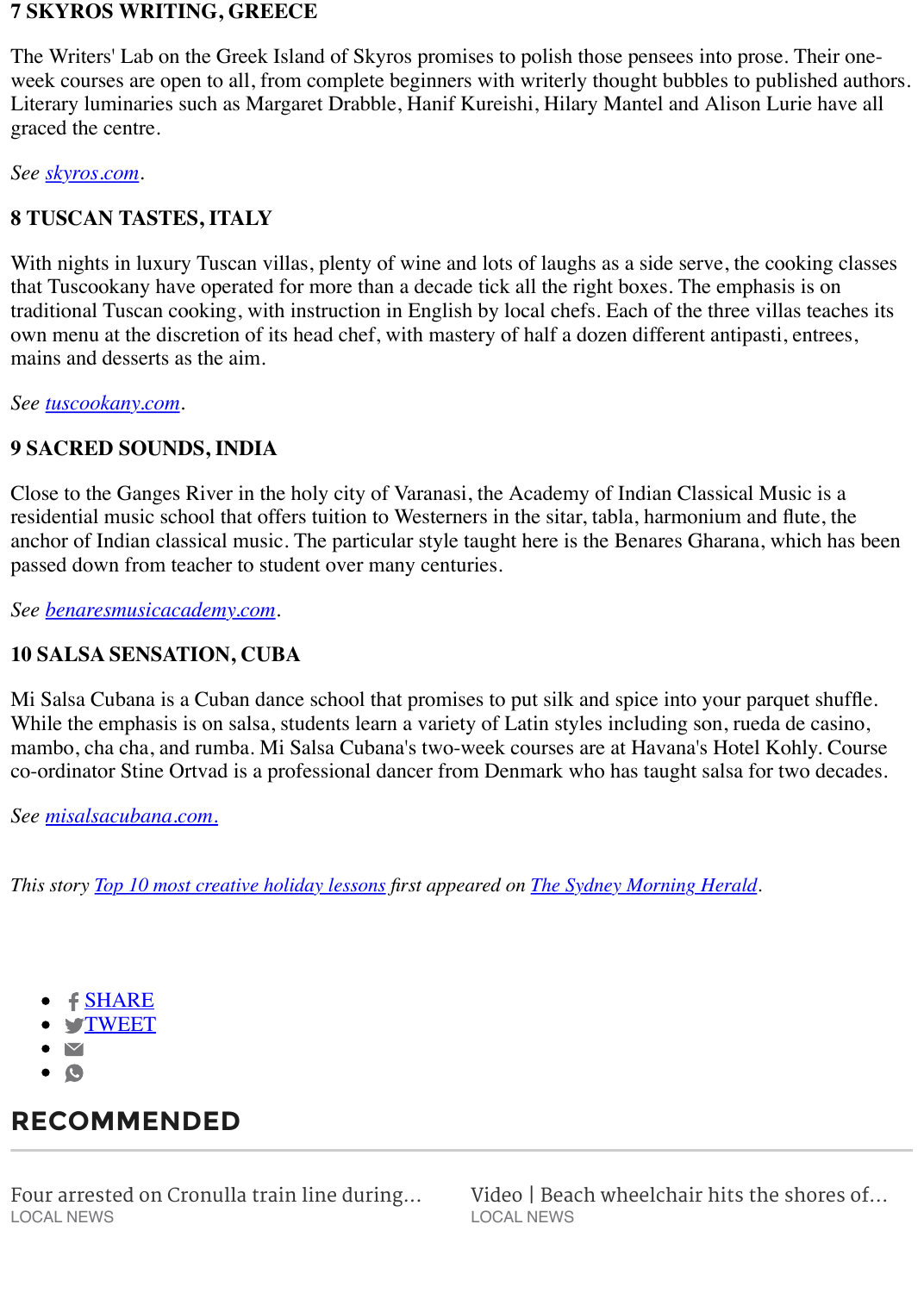## 7 SKYROS WRITING, GREECE

The Writers' Lab on the Greek Island of Skyros promises to polish those pensees into prose. Their one-week courses are open to all, from complete beginners with writerly thought bubbles to published authors. Literary luminaries such as Margaret Drabble, Hanif Kureishi, Hilary Mantel and Alison Lurie have all graced the centre.

*See skyros.com.*

## 8 TUSCAN TASTES, ITALY

With nights in luxury Tuscan villas, plenty of wine and lots of laughs as a side serve, the cooking classes that Tuscookany have operated for more than a decade tick all the right boxes. The emphasis is on traditional Tuscan cooking, with instruction in English by local chefs. Each of the three villas teaches its own menu at the discretion of its head chef, with mastery of half a dozen different antipasti, entrees, mains and desserts as the aim.

*See tuscookany.com.*

## 9 SACRED SOUNDS, INDIA

Close to the Ganges River in the holy city of Varanasi, the Academy of Indian Classical Music is a residential music school that offers tuition to Westerners in the sitar, tabla, harmonium and flute, the anchor of Indian classical music. The particular style taught here is the Benares Gharana, which has been passed down from teacher to student over many centuries.

*See benaresmusicacademy.com.*

## 10 SALSA SENSATION, CUBA

Mi Salsa Cubana is a Cuban dance school that promises to put silk and spice into your parquet shuffle. While the emphasis is on salsa, students learn a variety of Latin styles including son, rueda de casino, mambo, cha cha, and rumba. Mi Salsa Cubana's two-week courses are at Havana's Hotel Kohly. Course co-ordinator Stine Ortvad is a professional dancer from Denmark who has taught salsa for two decades.

*See misalsacubana.com.*

*This story Top 10 most creative holiday lessons first appeared on The Sydney Morning Herald.*

- SHARE
- TWEET
-
-

## RECOMMENDED

Four arrested on Cronulla train line during...
LOCAL NEWS

Video | Beach wheelchair hits the shores of...
LOCAL NEWS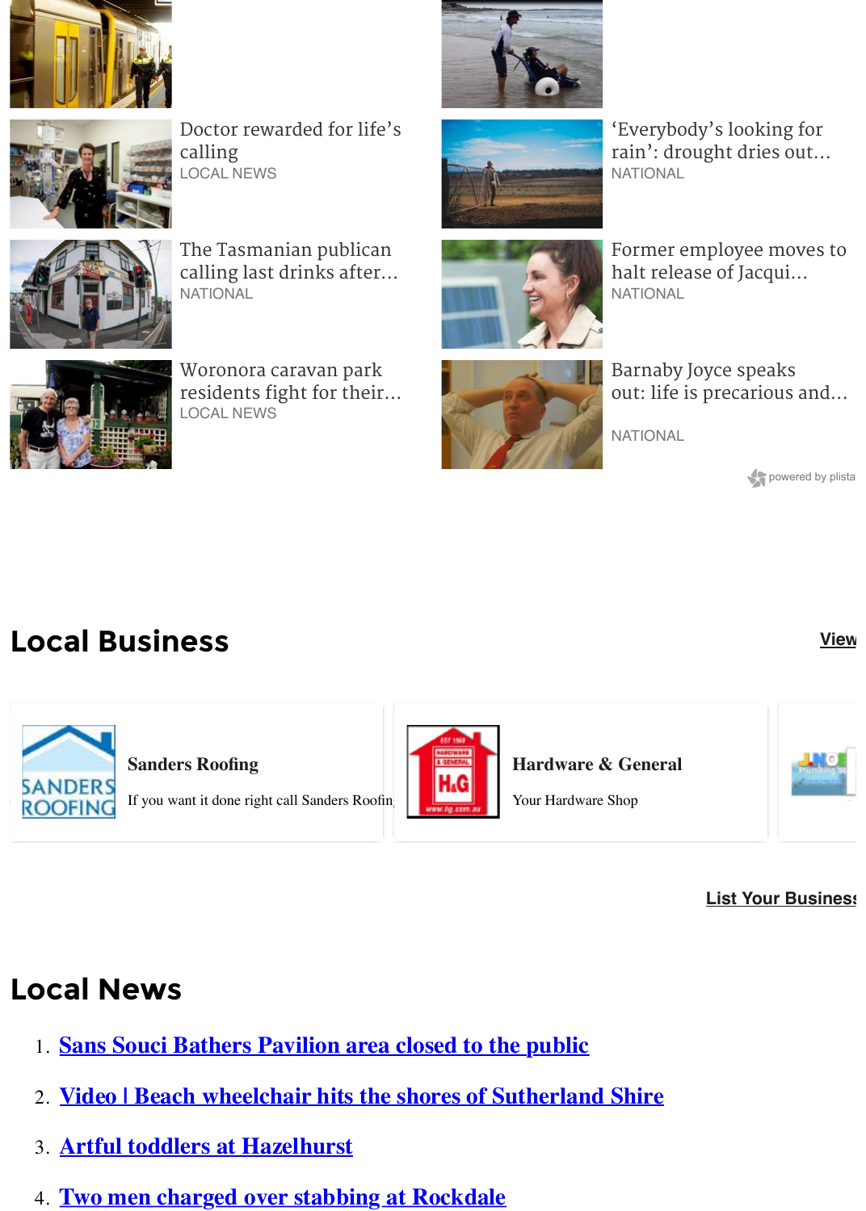Doctor rewarded for life's calling
LOCAL NEWS

'Everybody's looking for rain': drought dries out...
NATIONAL

The Tasmanian publican calling last drinks after...
NATIONAL

Former employee moves to halt release of Jacqui...
NATIONAL

Woronora caravan park residents fight for their...
LOCAL NEWS

Barnaby Joyce speaks out: life is precarious and...
NATIONAL

powered by plista

## Local Business

View

**Sanders Roofing**

If you want it done right call Sanders Roofin

**Hardware & General**

Your Hardware Shop

List Your Business

## Local News

1. Sans Souci Bathers Pavilion area closed to the public
2. Video | Beach wheelchair hits the shores of Sutherland Shire
3. Artful toddlers at Hazelhurst
4. Two men charged over stabbing at Rockdale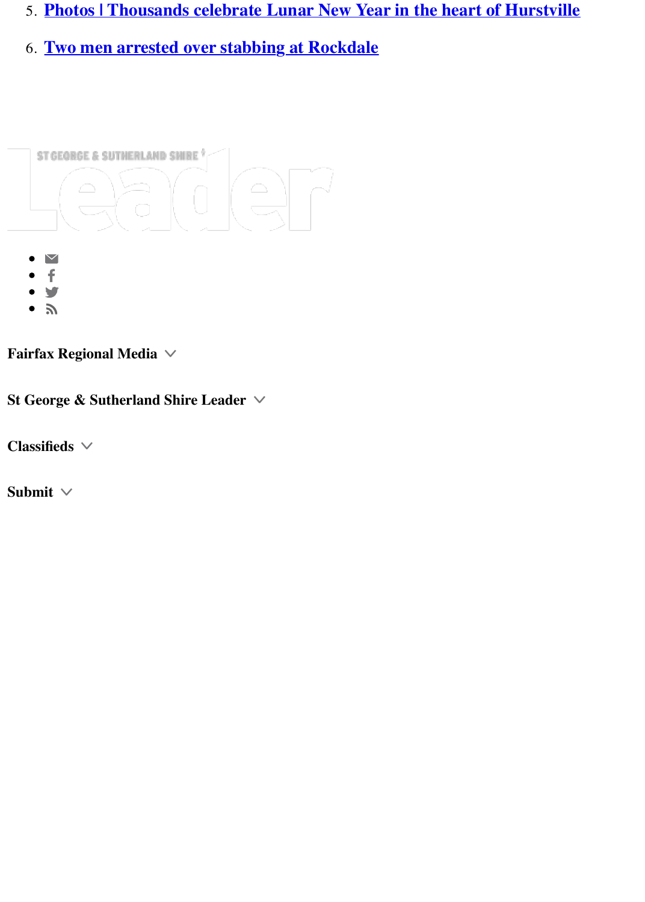5. **Photos | Thousands celebrate Lunar New Year in the heart of Hurstville**
6. **Two men arrested over stabbing at Rockdale**

**Fairfax Regional Media**

**St George & Sutherland Shire Leader**

**Classifieds**

**Submit**